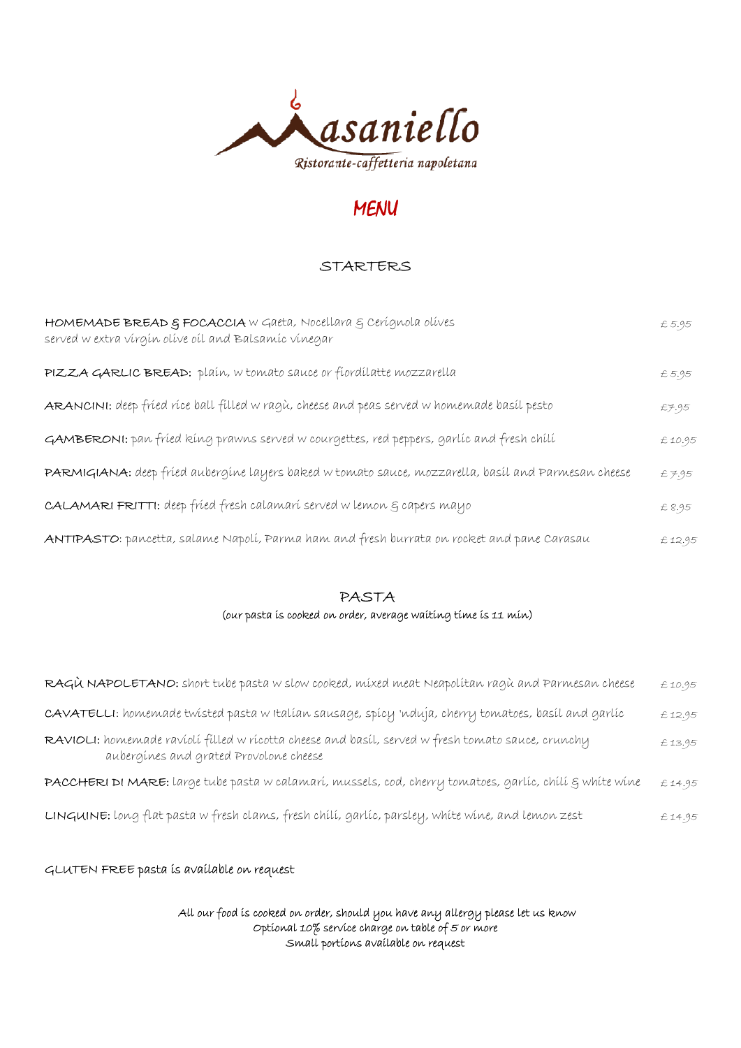# Masaniello

*Ristorante-caffetteria napoletana*

## MENU

### STARTERS

**HOMEMADE BREAD & FOCACCIA** w Gaeta, Nocellara & Cerignola olives served w extra virgin olive oil and Balsamic vinegar — £ 5.95

**PIZZA GARLIC BREAD:** plain, w tomato sauce or fiordilatte mozzarella — £ 5.95

**ARANCINI:** deep fried rice ball filled w ragù, cheese and peas served w homemade basil pesto — £7.95

**GAMBERONI:** pan fried king prawns served w courgettes, red peppers, garlic and fresh chili — £ 10.95

**PARMIGIANA:** deep fried aubergine layers baked w tomato sauce, mozzarella, basil and Parmesan cheese — £ 7.95

**CALAMARI FRITTI:** deep fried fresh calamari served w lemon & capers mayo — £ 8.95

**ANTIPASTO:** pancetta, salame Napoli, Parma ham and fresh burrata on rocket and pane Carasau — £ 12.95

### PASTA

(our pasta is cooked on order, average waiting time is 11 min)

**RAGÙ NAPOLETANO:** short tube pasta w slow cooked, mixed meat Neapolitan ragù and Parmesan cheese — £ 10.95

**CAVATELLI:** homemade twisted pasta w Italian sausage, spicy 'nduja, cherry tomatoes, basil and garlic — £ 12.95

**RAVIOLI:** homemade ravioli filled w ricotta cheese and basil, served w fresh tomato sauce, crunchy aubergines and grated Provolone cheese — £ 13.95

**PACCHERI DI MARE:** large tube pasta w calamari, mussels, cod, cherry tomatoes, garlic, chili & white wine — £ 14.95

**LINGUINE:** long flat pasta w fresh clams, fresh chili, garlic, parsley, white wine, and lemon zest — £ 14.95

GLUTEN FREE pasta is available on request

All our food is cooked on order, should you have any allergy please let us know
Optional 10% service charge on table of 5 or more
Small portions available on request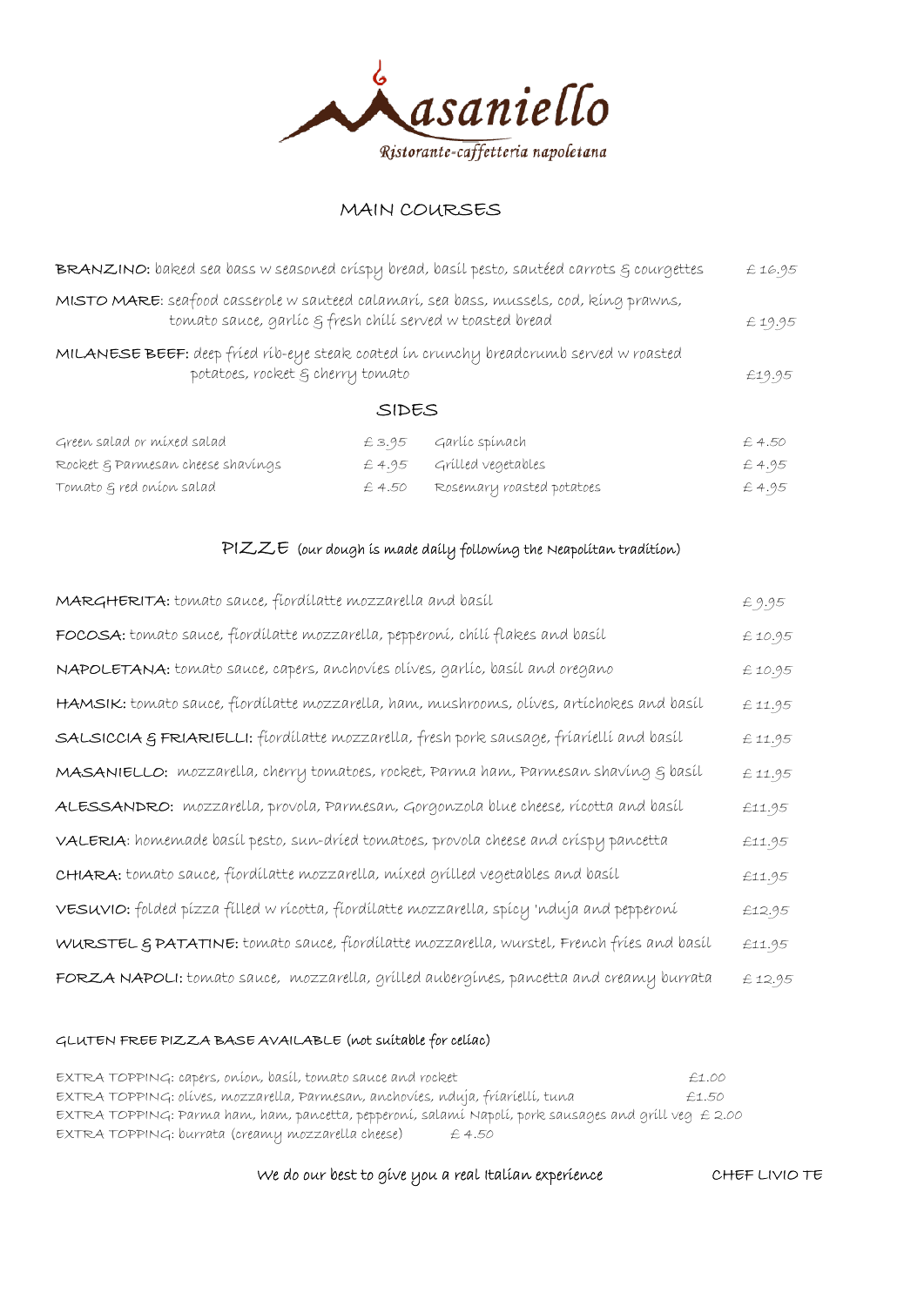# Masaniello

*Ristorante-caffetteria napoletana*

## MAIN COURSES

| | |
|---|---|
| **BRANZINO:** baked sea bass w seasoned crispy bread, basil pesto, sautéed carrots & courgettes | £ 16.95 |
| **MISTO MARE:** seafood casserole w sauteed calamari, sea bass, mussels, cod, king prawns, tomato sauce, garlic & fresh chili served w toasted bread | £ 19.95 |
| **MILANESE BEEF:** deep fried rib-eye steak coated in crunchy breadcrumb served w roasted potatoes, rocket & cherry tomato | £19.95 |

## SIDES

| | | | |
|---|---|---|---|
| Green salad or mixed salad | £ 3.95 | Garlic spinach | £ 4.50 |
| Rocket & Parmesan cheese shavings | £ 4.95 | Grilled vegetables | £ 4.95 |
| Tomato & red onion salad | £ 4.50 | Rosemary roasted potatoes | £ 4.95 |

## PIZZE (our dough is made daily following the Neapolitan tradition)

| | |
|---|---|
| **MARGHERITA:** tomato sauce, fiordilatte mozzarella and basil | £ 9.95 |
| **FOCOSA:** tomato sauce, fiordilatte mozzarella, pepperoni, chili flakes and basil | £ 10.95 |
| **NAPOLETANA:** tomato sauce, capers, anchovies olives, garlic, basil and oregano | £ 10.95 |
| **HAMSIK:** tomato sauce, fiordilatte mozzarella, ham, mushrooms, olives, artichokes and basil | £ 11.95 |
| **SALSICCIA & FRIARIELLI:** fiordilatte mozzarella, fresh pork sausage, friarielli and basil | £ 11.95 |
| **MASANIELLO:** mozzarella, cherry tomatoes, rocket, Parma ham, Parmesan shaving & basil | £ 11.95 |
| **ALESSANDRO:** mozzarella, provola, Parmesan, Gorgonzola blue cheese, ricotta and basil | £11.95 |
| **VALERIA:** homemade basil pesto, sun-dried tomatoes, provola cheese and crispy pancetta | £11.95 |
| **CHIARA:** tomato sauce, fiordilatte mozzarella, mixed grilled vegetables and basil | £11.95 |
| **VESUVIO:** folded pizza filled w ricotta, fiordilatte mozzarella, spicy 'nduja and pepperoni | £12.95 |
| **WURSTEL & PATATINE:** tomato sauce, fiordilatte mozzarella, wurstel, French fries and basil | £11.95 |
| **FORZA NAPOLI:** tomato sauce, mozzarella, grilled aubergines, pancetta and creamy burrata | £ 12.95 |

GLUTEN FREE PIZZA BASE AVAILABLE (not suitable for celiac)

| | |
|---|---|
| EXTRA TOPPING: capers, onion, basil, tomato sauce and rocket | £1.00 |
| EXTRA TOPPING: olives, mozzarella, Parmesan, anchovies, nduja, friarielli, tuna | £1.50 |
| EXTRA TOPPING: Parma ham, ham, pancetta, pepperoni, salami Napoli, pork sausages and grill veg | £ 2.00 |
| EXTRA TOPPING: burrata (creamy mozzarella cheese) | £ 4.50 |

We do our best to give you a real Italian experience

CHEF LIVIO TE